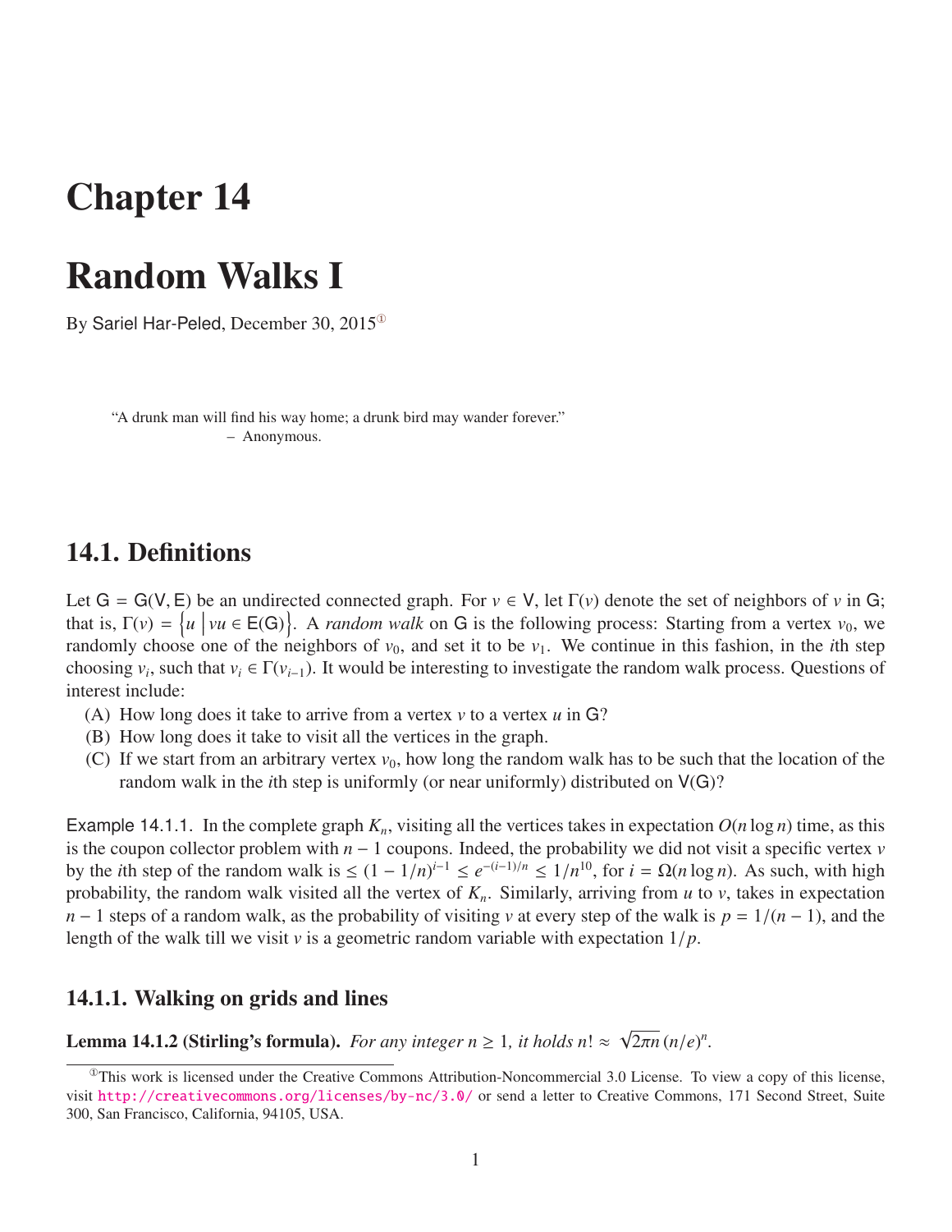# Chapter 14

# Random Walks I

By Sariel Har-Peled, December 30, 2015[1]

> "A drunk man will find his way home; a drunk bird may wander forever."
> – Anonymous.

## 14.1. Definitions

Let $\mathsf{G} = \mathsf{G}(\mathsf{V}, \mathsf{E})$ be an undirected connected graph. For $v \in \mathsf{V}$, let $\Gamma(v)$ denote the set of neighbors of $v$ in $\mathsf{G}$; that is, $\Gamma(v) = \left\{ u \;\middle|\; vu \in \mathsf{E}(\mathsf{G}) \right\}$. A *random walk* on $\mathsf{G}$ is the following process: Starting from a vertex $v_0$, we randomly choose one of the neighbors of $v_0$, and set it to be $v_1$. We continue in this fashion, in the $i$th step choosing $v_i$, such that $v_i \in \Gamma(v_{i-1})$. It would be interesting to investigate the random walk process. Questions of interest include:

(A) How long does it take to arrive from a vertex $v$ to a vertex $u$ in $\mathsf{G}$?

(B) How long does it take to visit all the vertices in the graph.

(C) If we start from an arbitrary vertex $v_0$, how long the random walk has to be such that the location of the random walk in the $i$th step is uniformly (or near uniformly) distributed on $\mathsf{V}(\mathsf{G})$?

Example 14.1.1. In the complete graph $K_n$, visiting all the vertices takes in expectation $O(n \log n)$ time, as this is the coupon collector problem with $n - 1$ coupons. Indeed, the probability we did not visit a specific vertex $v$ by the $i$th step of the random walk is $\leq (1 - 1/n)^{i-1} \leq e^{-(i-1)/n} \leq 1/n^{10}$, for $i = \Omega(n \log n)$. As such, with high probability, the random walk visited all the vertex of $K_n$. Similarly, arriving from $u$ to $v$, takes in expectation $n - 1$ steps of a random walk, as the probability of visiting $v$ at every step of the walk is $p = 1/(n-1)$, and the length of the walk till we visit $v$ is a geometric random variable with expectation $1/p$.

### 14.1.1. Walking on grids and lines

**Lemma 14.1.2 (Stirling's formula).** *For any integer $n \geq 1$, it holds $n! \approx \sqrt{2\pi n}\,(n/e)^n$.*

[1] This work is licensed under the Creative Commons Attribution-Noncommercial 3.0 License. To view a copy of this license, visit http://creativecommons.org/licenses/by-nc/3.0/ or send a letter to Creative Commons, 171 Second Street, Suite 300, San Francisco, California, 94105, USA.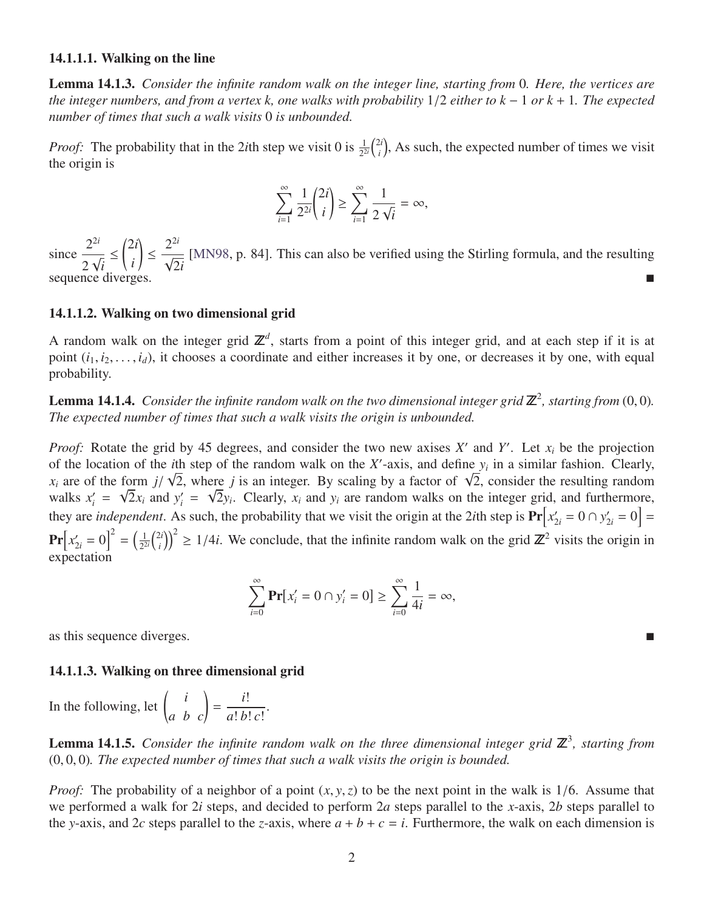#### 14.1.1.1. Walking on the line

**Lemma 14.1.3.** *Consider the infinite random walk on the integer line, starting from* 0*. Here, the vertices are the integer numbers, and from a vertex k, one walks with probability* $1/2$ *either to* $k-1$ *or* $k+1$*. The expected number of times that such a walk visits* 0 *is unbounded.*

*Proof:* The probability that in the $2i$th step we visit 0 is $\frac{1}{2^{2i}}\binom{2i}{i}$, As such, the expected number of times we visit the origin is

$$\sum_{i=1}^{\infty} \frac{1}{2^{2i}}\binom{2i}{i} \geq \sum_{i=1}^{\infty} \frac{1}{2\sqrt{i}} = \infty,$$

since $\dfrac{2^{2i}}{2\sqrt{i}} \leq \dbinom{2i}{i} \leq \dfrac{2^{2i}}{\sqrt{2i}}$ [MN98, p. 84]. This can also be verified using the Stirling formula, and the resulting sequence diverges. ■

#### 14.1.1.2. Walking on two dimensional grid

A random walk on the integer grid $\mathbb{Z}^d$, starts from a point of this integer grid, and at each step if it is at point $(i_1, i_2, \ldots, i_d)$, it chooses a coordinate and either increases it by one, or decreases it by one, with equal probability.

**Lemma 14.1.4.** *Consider the infinite random walk on the two dimensional integer grid* $\mathbb{Z}^2$*, starting from* $(0,0)$*. The expected number of times that such a walk visits the origin is unbounded.*

*Proof:* Rotate the grid by 45 degrees, and consider the two new axises $X'$ and $Y'$. Let $x_i$ be the projection of the location of the $i$th step of the random walk on the $X'$-axis, and define $y_i$ in a similar fashion. Clearly, $x_i$ are of the form $j/\sqrt{2}$, where $j$ is an integer. By scaling by a factor of $\sqrt{2}$, consider the resulting random walks $x'_i = \sqrt{2}x_i$ and $y'_i = \sqrt{2}y_i$. Clearly, $x_i$ and $y_i$ are random walks on the integer grid, and furthermore, they are *independent*. As such, the probability that we visit the origin at the $2i$th step is $\mathbf{Pr}\left[x'_{2i} = 0 \cap y'_{2i} = 0\right] = \mathbf{Pr}\left[x'_{2i} = 0\right]^2 = \left(\frac{1}{2^{2i}}\binom{2i}{i}\right)^2 \geq 1/4i$. We conclude, that the infinite random walk on the grid $\mathbb{Z}^2$ visits the origin in expectation

$$\sum_{i=0}^{\infty} \mathbf{Pr}[x'_i = 0 \cap y'_i = 0] \geq \sum_{i=0}^{\infty} \frac{1}{4i} = \infty,$$

as this sequence diverges. ■

#### 14.1.1.3. Walking on three dimensional grid

In the following, let $\begin{pmatrix} i \\ a \;\; b \;\; c \end{pmatrix} = \dfrac{i!}{a!\, b!\, c!}$.

**Lemma 14.1.5.** *Consider the infinite random walk on the three dimensional integer grid* $\mathbb{Z}^3$*, starting from* $(0,0,0)$*. The expected number of times that such a walk visits the origin is bounded.*

*Proof:* The probability of a neighbor of a point $(x, y, z)$ to be the next point in the walk is $1/6$. Assume that we performed a walk for $2i$ steps, and decided to perform $2a$ steps parallel to the $x$-axis, $2b$ steps parallel to the $y$-axis, and $2c$ steps parallel to the $z$-axis, where $a + b + c = i$. Furthermore, the walk on each dimension is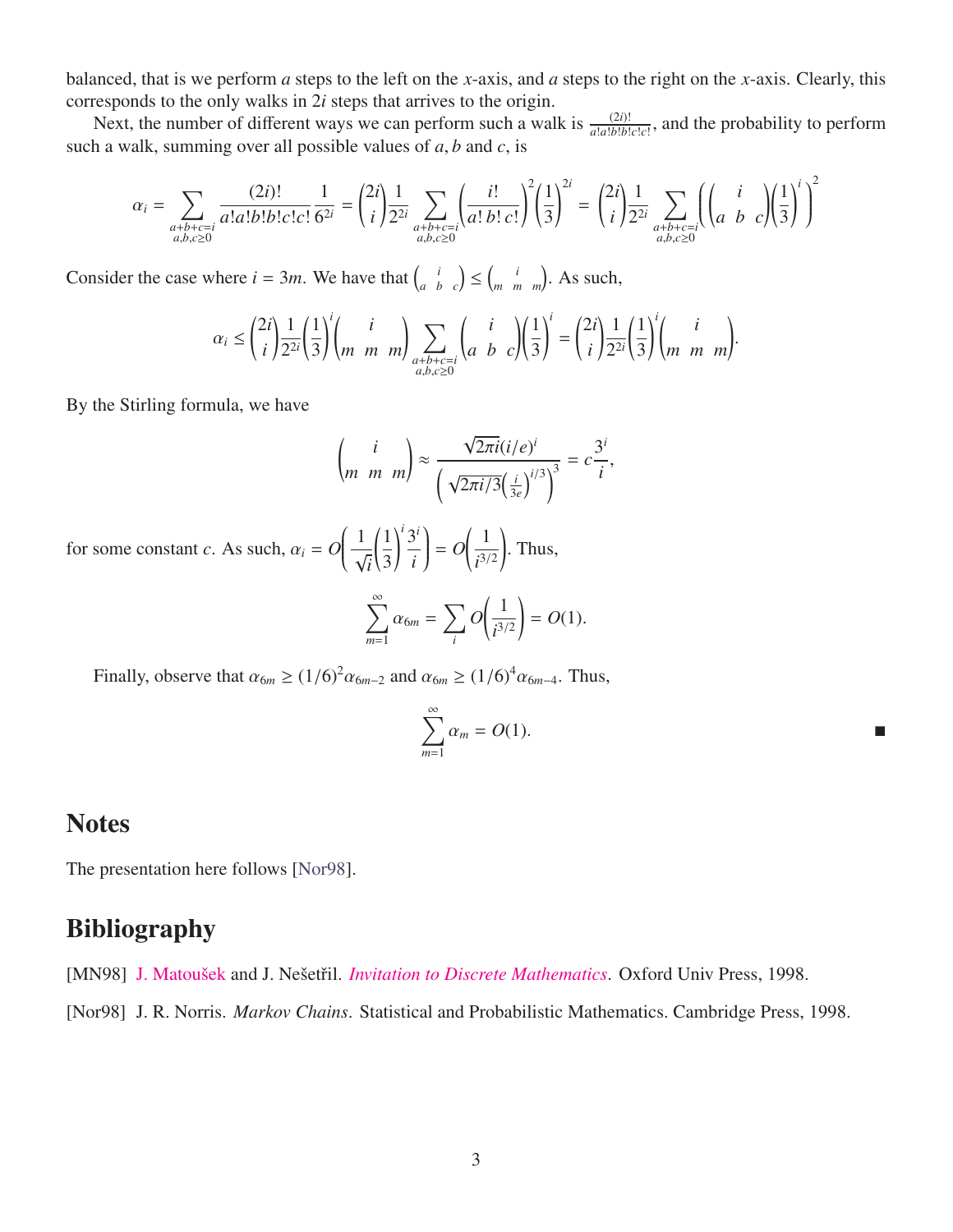balanced, that is we perform $a$ steps to the left on the $x$-axis, and $a$ steps to the right on the $x$-axis. Clearly, this corresponds to the only walks in $2i$ steps that arrives to the origin.

Next, the number of different ways we can perform such a walk is $\frac{(2i)!}{a!a!b!b!c!c!}$, and the probability to perform such a walk, summing over all possible values of $a, b$ and $c$, is

$$\alpha_i = \sum_{\substack{a+b+c=i \\ a,b,c \geq 0}} \frac{(2i)!}{a!a!b!b!c!c!} \frac{1}{6^{2i}} = \binom{2i}{i} \frac{1}{2^{2i}} \sum_{\substack{a+b+c=i \\ a,b,c \geq 0}} \left( \frac{i!}{a!\,b!\,c!} \right)^2 \left( \frac{1}{3} \right)^{2i} = \binom{2i}{i} \frac{1}{2^{2i}} \sum_{\substack{a+b+c=i \\ a,b,c \geq 0}} \left( \binom{i}{a\ b\ c} \left( \frac{1}{3} \right)^i \right)^2$$

Consider the case where $i = 3m$. We have that $\binom{i}{a\ b\ c} \leq \binom{i}{m\ m\ m}$. As such,

$$\alpha_i \leq \binom{2i}{i} \frac{1}{2^{2i}} \left( \frac{1}{3} \right)^i \binom{i}{m\ m\ m} \sum_{\substack{a+b+c=i \\ a,b,c \geq 0}} \binom{i}{a\ b\ c} \left( \frac{1}{3} \right)^i = \binom{2i}{i} \frac{1}{2^{2i}} \left( \frac{1}{3} \right)^i \binom{i}{m\ m\ m}.$$

By the Stirling formula, we have

$$\binom{i}{m\ m\ m} \approx \frac{\sqrt{2\pi i}(i/e)^i}{\left( \sqrt{2\pi i/3} \left( \frac{i}{3e} \right)^{i/3} \right)^3} = c \frac{3^i}{i},$$

for some constant $c$. As such, $\alpha_i = O\left( \frac{1}{\sqrt{i}} \left( \frac{1}{3} \right)^i \frac{3^i}{i} \right) = O\left( \frac{1}{i^{3/2}} \right)$. Thus,

$$\sum_{m=1}^{\infty} \alpha_{6m} = \sum_i O\left( \frac{1}{i^{3/2}} \right) = O(1).$$

Finally, observe that $\alpha_{6m} \geq (1/6)^2 \alpha_{6m-2}$ and $\alpha_{6m} \geq (1/6)^4 \alpha_{6m-4}$. Thus,

$$\sum_{m=1}^{\infty} \alpha_m = O(1).$$

■

## Notes

The presentation here follows [Nor98].

## Bibliography

[MN98] J. Matoušek and J. Nešetřil. *Invitation to Discrete Mathematics*. Oxford Univ Press, 1998.

[Nor98] J. R. Norris. *Markov Chains*. Statistical and Probabilistic Mathematics. Cambridge Press, 1998.